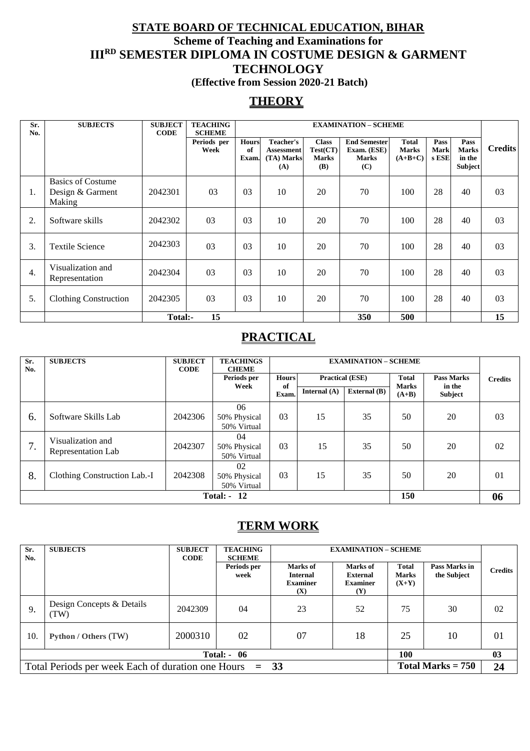# STATE BOARD OF TECHNICAL EDUCATION, BIHAR

## Scheme of Teaching and Examinations for

## III[RD] SEMESTER DIPLOMA IN COSTUME DESIGN & GARMENT TECHNOLOGY

**(Effective from Session 2020-21 Batch)**

## THEORY

| Sr. No. | SUBJECTS | SUBJECT CODE | TEACHING SCHEME | EXAMINATION – SCHEME | | | | | | | Credits |
|---|---|---|---|---|---|---|---|---|---|---|---|
| | | | Periods per Week | Hours of Exam. | Teacher's Assessment (TA) Marks (A) | Class Test(CT) Marks (B) | End Semester Exam. (ESE) Marks (C) | Total Marks (A+B+C) | Pass Marks ESE | Pass Marks in the Subject | |
| 1. | Basics of Costume Design & Garment Making | 2042301 | 03 | 03 | 10 | 20 | 70 | 100 | 28 | 40 | 03 |
| 2. | Software skills | 2042302 | 03 | 03 | 10 | 20 | 70 | 100 | 28 | 40 | 03 |
| 3. | Textile Science | 2042303 | 03 | 03 | 10 | 20 | 70 | 100 | 28 | 40 | 03 |
| 4. | Visualization and Representation | 2042304 | 03 | 03 | 10 | 20 | 70 | 100 | 28 | 40 | 03 |
| 5. | Clothing Construction | 2042305 | 03 | 03 | 10 | 20 | 70 | 100 | 28 | 40 | 03 |
| | | Total:- | 15 | | | | 350 | 500 | | | 15 |

## PRACTICAL

| Sr. No. | SUBJECTS | SUBJECT CODE | TEACHINGS CHEME | EXAMINATION – SCHEME | | | | | Credits |
|---|---|---|---|---|---|---|---|---|---|
| | | | Periods per Week | Hours of Exam. | Practical (ESE) | | Total Marks (A+B) | Pass Marks in the Subject | |
| | | | | | Internal (A) | External (B) | | | |
| 6. | Software Skills Lab | 2042306 | 06 50% Physical 50% Virtual | 03 | 15 | 35 | 50 | 20 | 03 |
| 7. | Visualization and Representation Lab | 2042307 | 04 50% Physical 50% Virtual | 03 | 15 | 35 | 50 | 20 | 02 |
| 8. | Clothing Construction Lab.-I | 2042308 | 02 50% Physical 50% Virtual | 03 | 15 | 35 | 50 | 20 | 01 |
| | | | Total: - 12 | | | | 150 | | 06 |

## TERM WORK

| Sr. No. | SUBJECTS | SUBJECT CODE | TEACHING SCHEME | EXAMINATION – SCHEME | | | | Credits |
|---|---|---|---|---|---|---|---|---|
| | | | Periods per week | Marks of Internal Examiner (X) | Marks of External Examiner (Y) | Total Marks (X+Y) | Pass Marks in the Subject | |
| 9. | Design Concepts & Details (TW) | 2042309 | 04 | 23 | 52 | 75 | 30 | 02 |
| 10. | **Python / Others** (TW) | 2000310 | 02 | 07 | 18 | 25 | 10 | 01 |
| | | | Total: - 06 | | | 100 | | 03 |
| Total Periods per week Each of duration one Hours = 33 | | | | | | Total Marks = 750 | | 24 |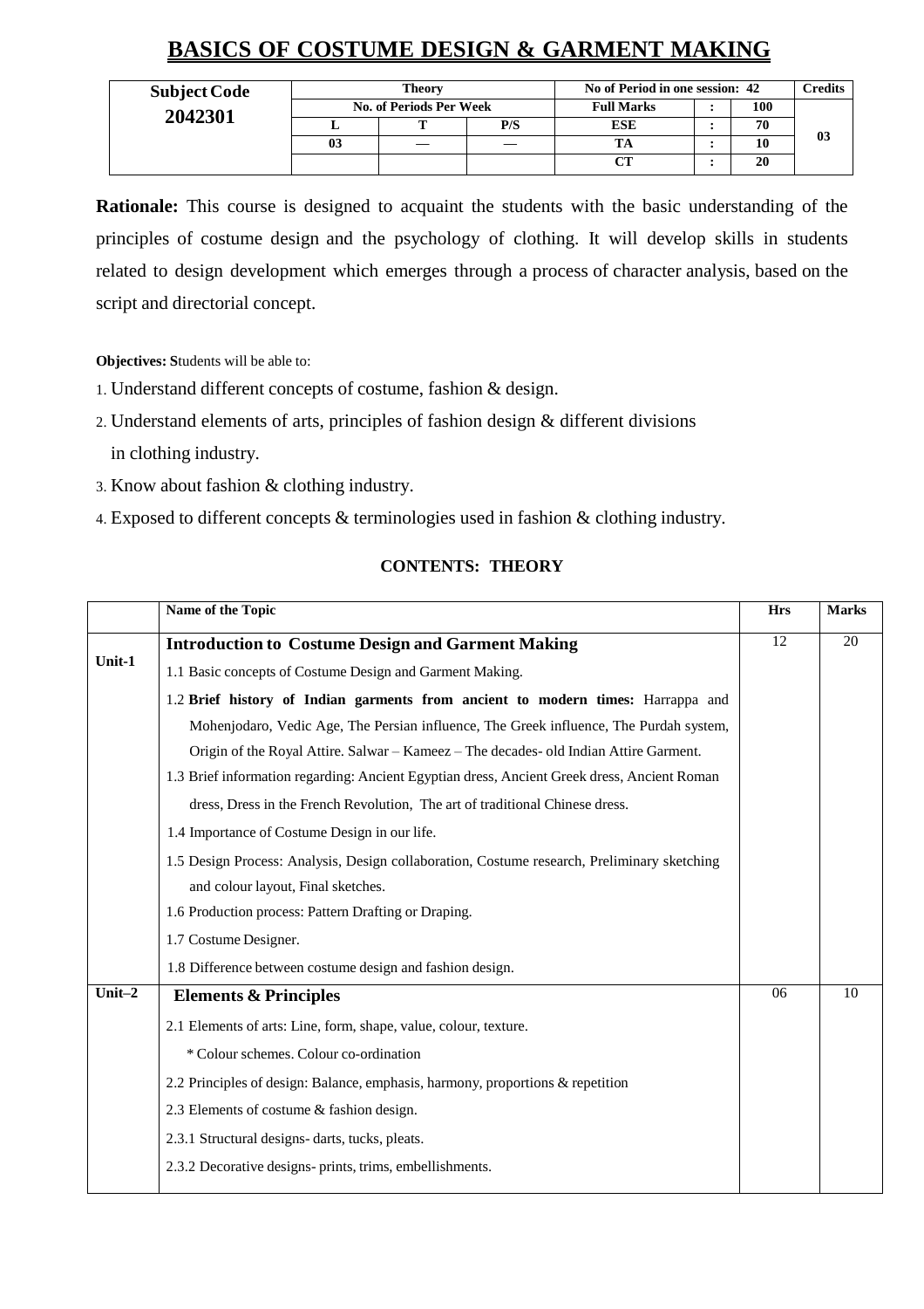# BASICS OF COSTUME DESIGN & GARMENT MAKING

| Subject Code | Theory | | | No of Period in one session: 42 | | | Credits |
|---|---|---|---|---|---|---|---|
| 2042301 | No. of Periods Per Week | | | Full Marks | : | 100 | 03 |
| | L | T | P/S | ESE | : | 70 | |
| | 03 | — | — | TA | : | 10 | |
| | | | | CT | : | 20 | |

**Rationale:** This course is designed to acquaint the students with the basic understanding of the principles of costume design and the psychology of clothing. It will develop skills in students related to design development which emerges through a process of character analysis, based on the script and directorial concept.

**Objectives: S**tudents will be able to:

1. Understand different concepts of costume, fashion & design.
2. Understand elements of arts, principles of fashion design & different divisions in clothing industry.
3. Know about fashion & clothing industry.
4. Exposed to different concepts & terminologies used in fashion & clothing industry.

## CONTENTS: THEORY

| | Name of the Topic | Hrs | Marks |
|---|---|---|---|
| Unit-1 | **Introduction to Costume Design and Garment Making**<br>1.1 Basic concepts of Costume Design and Garment Making.<br>1.2 **Brief history of Indian garments from ancient to modern times:** Harrappa and Mohenjodaro, Vedic Age, The Persian influence, The Greek influence, The Purdah system, Origin of the Royal Attire. Salwar – Kameez – The decades- old Indian Attire Garment.<br>1.3 Brief information regarding: Ancient Egyptian dress, Ancient Greek dress, Ancient Roman dress, Dress in the French Revolution, The art of traditional Chinese dress.<br>1.4 Importance of Costume Design in our life.<br>1.5 Design Process: Analysis, Design collaboration, Costume research, Preliminary sketching and colour layout, Final sketches.<br>1.6 Production process: Pattern Drafting or Draping.<br>1.7 Costume Designer.<br>1.8 Difference between costume design and fashion design. | 12 | 20 |
| Unit–2 | **Elements & Principles**<br>2.1 Elements of arts: Line, form, shape, value, colour, texture.<br>* Colour schemes. Colour co-ordination<br>2.2 Principles of design: Balance, emphasis, harmony, proportions & repetition<br>2.3 Elements of costume & fashion design.<br>2.3.1 Structural designs- darts, tucks, pleats.<br>2.3.2 Decorative designs- prints, trims, embellishments. | 06 | 10 |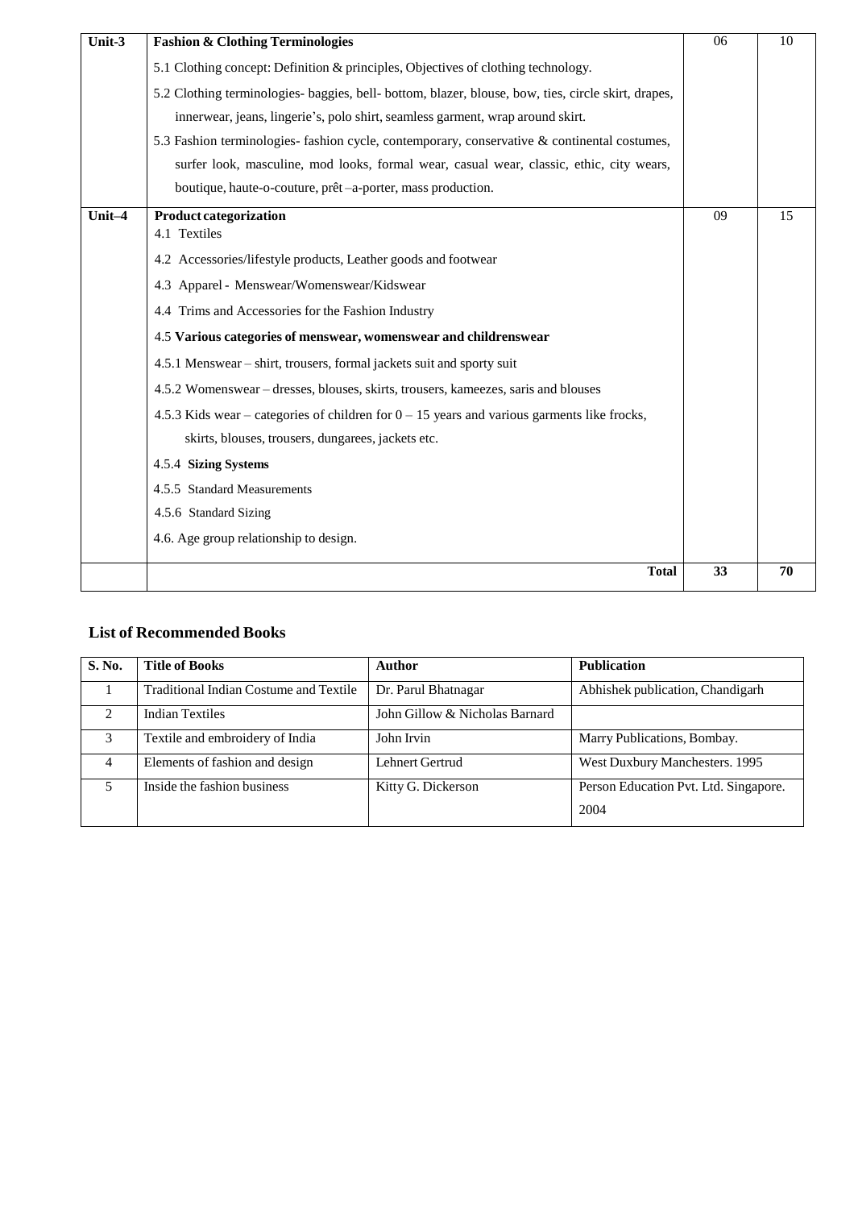| | | | |
|---|---|---|---|
| **Unit-3** | **Fashion & Clothing Terminologies**<br>5.1 Clothing concept: Definition & principles, Objectives of clothing technology.<br>5.2 Clothing terminologies- baggies, bell- bottom, blazer, blouse, bow, ties, circle skirt, drapes, innerwear, jeans, lingerie's, polo shirt, seamless garment, wrap around skirt.<br>5.3 Fashion terminologies- fashion cycle, contemporary, conservative & continental costumes, surfer look, masculine, mod looks, formal wear, casual wear, classic, ethic, city wears, boutique, haute-o-couture, prêt –a-porter, mass production. | 06 | 10 |
| **Unit–4** | **Product categorization**<br>4.1 Textiles<br>4.2 Accessories/lifestyle products, Leather goods and footwear<br>4.3 Apparel - Menswear/Womenswear/Kidswear<br>4.4 Trims and Accessories for the Fashion Industry<br>4.5 **Various categories of menswear, womenswear and childrenswear**<br>4.5.1 Menswear – shirt, trousers, formal jackets suit and sporty suit<br>4.5.2 Womenswear – dresses, blouses, skirts, trousers, kameezes, saris and blouses<br>4.5.3 Kids wear – categories of children for 0 – 15 years and various garments like frocks, skirts, blouses, trousers, dungarees, jackets etc.<br>4.5.4 **Sizing Systems**<br>4.5.5 Standard Measurements<br>4.5.6 Standard Sizing<br>4.6. Age group relationship to design. | 09 | 15 |
| | **Total** | **33** | **70** |

## List of Recommended Books

| S. No. | Title of Books | Author | Publication |
|---|---|---|---|
| 1 | Traditional Indian Costume and Textile | Dr. Parul Bhatnagar | Abhishek publication, Chandigarh |
| 2 | Indian Textiles | John Gillow & Nicholas Barnard | |
| 3 | Textile and embroidery of India | John Irvin | Marry Publications, Bombay. |
| 4 | Elements of fashion and design | Lehnert Gertrud | West Duxbury Manchesters. 1995 |
| 5 | Inside the fashion business | Kitty G. Dickerson | Person Education Pvt. Ltd. Singapore. 2004 |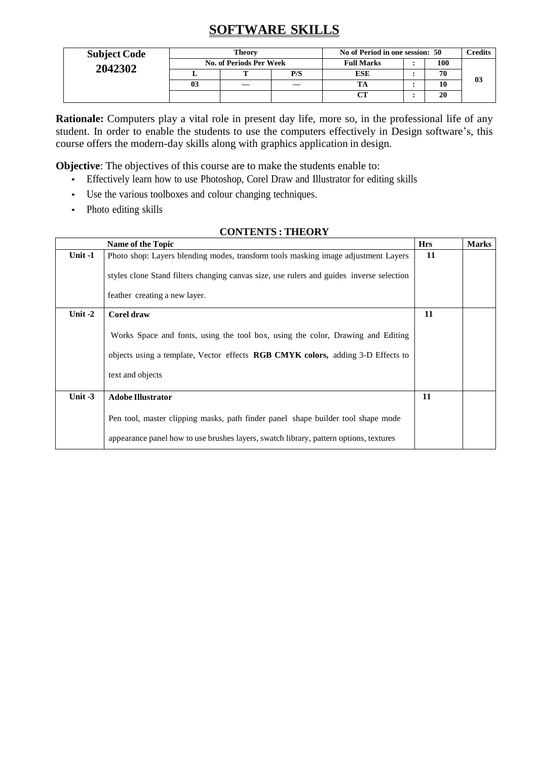# SOFTWARE SKILLS

| Subject Code | Theory | | | No of Period in one session: 50 | | | Credits |
|---|---|---|---|---|---|---|---|
| 2042302 | No. of Periods Per Week | | | Full Marks | : | 100 | 03 |
| | L | T | P/S | ESE | : | 70 | |
| | 03 | — | — | TA | : | 10 | |
| | | | | CT | : | 20 | |

**Rationale:** Computers play a vital role in present day life, more so, in the professional life of any student. In order to enable the students to use the computers effectively in Design software's, this course offers the modern-day skills along with graphics application in design.

**Objective**: The objectives of this course are to make the students enable to:

- Effectively learn how to use Photoshop, Corel Draw and Illustrator for editing skills
- Use the various toolboxes and colour changing techniques.
- Photo editing skills

## CONTENTS : THEORY

| | Name of the Topic | Hrs | Marks |
|---|---|---|---|
| Unit -1 | Photo shop: Layers blending modes, transform tools masking image adjustment Layers styles clone Stand filters changing canvas size, use rulers and guides inverse selection feather creating a new layer. | 11 | |
| Unit -2 | **Corel draw**<br>Works Space and fonts, using the tool box, using the color, Drawing and Editing objects using a template, Vector effects **RGB CMYK colors,** adding 3-D Effects to text and objects | 11 | |
| Unit -3 | **Adobe Illustrator**<br>Pen tool, master clipping masks, path finder panel shape builder tool shape mode appearance panel how to use brushes layers, swatch library, pattern options, textures | 11 | |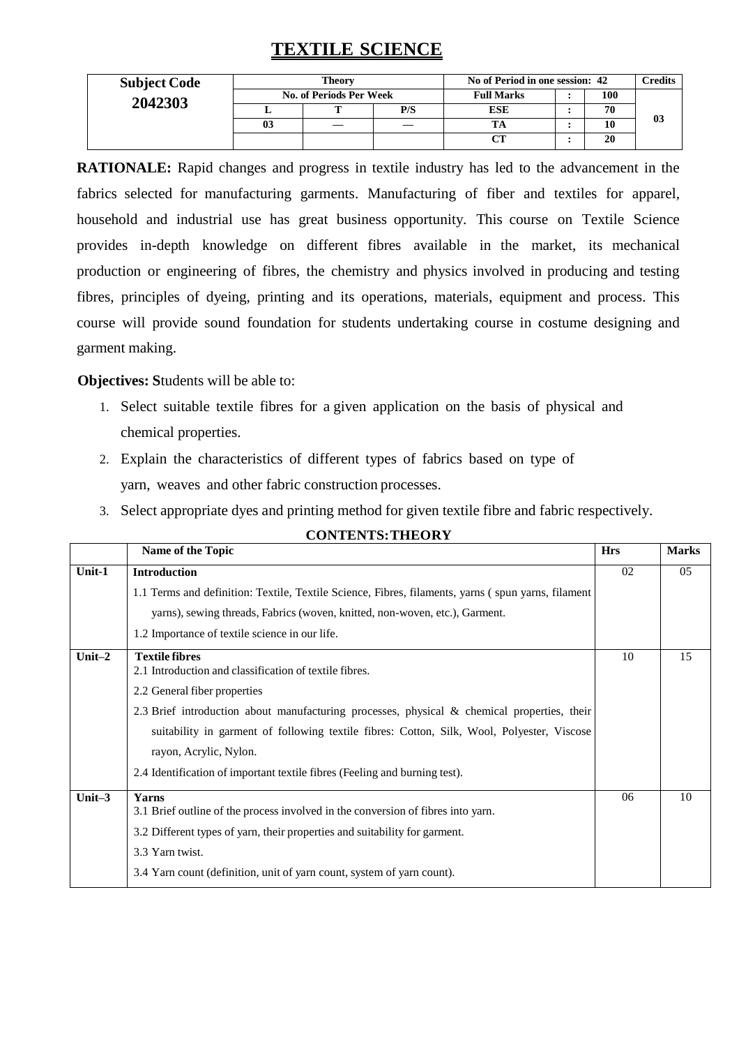# TEXTILE SCIENCE

| Subject Code | Theory | | | No of Period in one session: 42 | | | Credits |
|---|---|---|---|---|---|---|---|
| 2042303 | No. of Periods Per Week | | | Full Marks | : | 100 | 03 |
| | L | T | P/S | ESE | : | 70 | |
| | 03 | — | — | TA | : | 10 | |
| | | | | CT | : | 20 | |

**RATIONALE:** Rapid changes and progress in textile industry has led to the advancement in the fabrics selected for manufacturing garments. Manufacturing of fiber and textiles for apparel, household and industrial use has great business opportunity. This course on Textile Science provides in-depth knowledge on different fibres available in the market, its mechanical production or engineering of fibres, the chemistry and physics involved in producing and testing fibres, principles of dyeing, printing and its operations, materials, equipment and process. This course will provide sound foundation for students undertaking course in costume designing and garment making.

**Objectives: S**tudents will be able to:

1. Select suitable textile fibres for a given application on the basis of physical and chemical properties.
2. Explain the characteristics of different types of fabrics based on type of yarn, weaves and other fabric construction processes.
3. Select appropriate dyes and printing method for given textile fibre and fabric respectively.

**CONTENTS: THEORY**

| | Name of the Topic | Hrs | Marks |
|---|---|---|---|
| **Unit-1** | **Introduction**<br>1.1 Terms and definition: Textile, Textile Science, Fibres, filaments, yarns ( spun yarns, filament yarns), sewing threads, Fabrics (woven, knitted, non-woven, etc.), Garment.<br>1.2 Importance of textile science in our life. | 02 | 05 |
| **Unit–2** | **Textile fibres**<br>2.1 Introduction and classification of textile fibres.<br>2.2 General fiber properties<br>2.3 Brief introduction about manufacturing processes, physical & chemical properties, their suitability in garment of following textile fibres: Cotton, Silk, Wool, Polyester, Viscose rayon, Acrylic, Nylon.<br>2.4 Identification of important textile fibres (Feeling and burning test). | 10 | 15 |
| **Unit–3** | **Yarns**<br>3.1 Brief outline of the process involved in the conversion of fibres into yarn.<br>3.2 Different types of yarn, their properties and suitability for garment.<br>3.3 Yarn twist.<br>3.4 Yarn count (definition, unit of yarn count, system of yarn count). | 06 | 10 |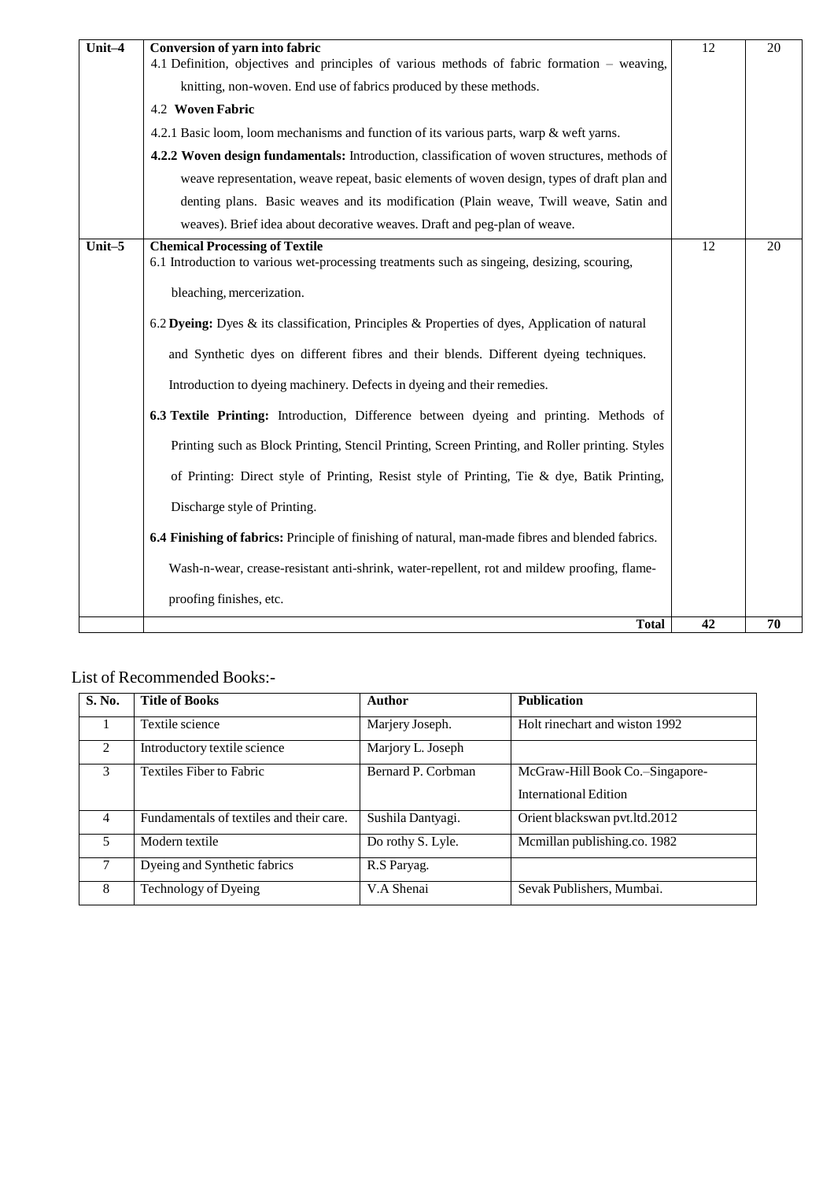| | | | |
|---|---|---|---|
| **Unit–4** | **Conversion of yarn into fabric**<br>4.1 Definition, objectives and principles of various methods of fabric formation – weaving, knitting, non-woven. End use of fabrics produced by these methods.<br>4.2 **Woven Fabric**<br>4.2.1 Basic loom, loom mechanisms and function of its various parts, warp & weft yarns.<br>**4.2.2 Woven design fundamentals:** Introduction, classification of woven structures, methods of weave representation, weave repeat, basic elements of woven design, types of draft plan and denting plans. Basic weaves and its modification (Plain weave, Twill weave, Satin and weaves). Brief idea about decorative weaves. Draft and peg-plan of weave. | 12 | 20 |
| **Unit–5** | **Chemical Processing of Textile**<br>6.1 Introduction to various wet-processing treatments such as singeing, desizing, scouring, bleaching, mercerization.<br>6.2 **Dyeing:** Dyes & its classification, Principles & Properties of dyes, Application of natural and Synthetic dyes on different fibres and their blends. Different dyeing techniques. Introduction to dyeing machinery. Defects in dyeing and their remedies.<br>**6.3 Textile Printing:** Introduction, Difference between dyeing and printing. Methods of Printing such as Block Printing, Stencil Printing, Screen Printing, and Roller printing. Styles of Printing: Direct style of Printing, Resist style of Printing, Tie & dye, Batik Printing, Discharge style of Printing.<br>**6.4 Finishing of fabrics:** Principle of finishing of natural, man-made fibres and blended fabrics. Wash-n-wear, crease-resistant anti-shrink, water-repellent, rot and mildew proofing, flame-proofing finishes, etc. | 12 | 20 |
| | **Total** | **42** | **70** |

List of Recommended Books:-

| S. No. | Title of Books | Author | Publication |
|---|---|---|---|
| 1 | Textile science | Marjery Joseph. | Holt rinechart and wiston 1992 |
| 2 | Introductory textile science | Marjory L. Joseph | |
| 3 | Textiles Fiber to Fabric | Bernard P. Corbman | McGraw-Hill Book Co.–Singapore-International Edition |
| 4 | Fundamentals of textiles and their care. | Sushila Dantyagi. | Orient blackswan pvt.ltd.2012 |
| 5 | Modern textile | Do rothy S. Lyle. | Mcmillan publishing.co. 1982 |
| 7 | Dyeing and Synthetic fabrics | R.S Paryag. | |
| 8 | Technology of Dyeing | V.A Shenai | Sevak Publishers, Mumbai. |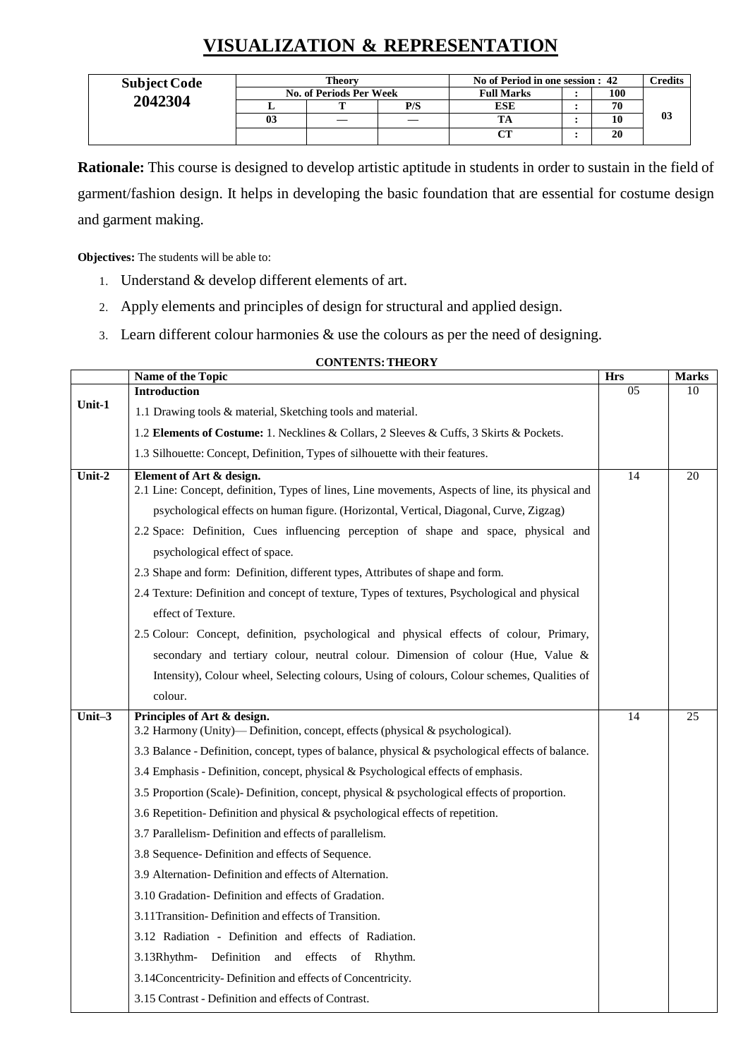# VISUALIZATION & REPRESENTATION

| Subject Code | Theory | | | No of Period in one session : 42 | | | Credits |
|---|---|---|---|---|---|---|---|
| 2042304 | No. of Periods Per Week | | | Full Marks | : | 100 | 03 |
| | L | T | P/S | ESE | : | 70 | |
| | 03 | — | — | TA | : | 10 | |
| | | | | CT | : | 20 | |

**Rationale:** This course is designed to develop artistic aptitude in students in order to sustain in the field of garment/fashion design. It helps in developing the basic foundation that are essential for costume design and garment making.

**Objectives:** The students will be able to:

1. Understand & develop different elements of art.
2. Apply elements and principles of design for structural and applied design.
3. Learn different colour harmonies & use the colours as per the need of designing.

**CONTENTS: THEORY**

| | Name of the Topic | Hrs | Marks |
|---|---|---|---|
| Unit-1 | **Introduction**<br>1.1 Drawing tools & material, Sketching tools and material.<br>1.2 **Elements of Costume:** 1. Necklines & Collars, 2 Sleeves & Cuffs, 3 Skirts & Pockets.<br>1.3 Silhouette: Concept, Definition, Types of silhouette with their features. | 05 | 10 |
| Unit-2 | **Element of Art & design.**<br>2.1 Line: Concept, definition, Types of lines, Line movements, Aspects of line, its physical and psychological effects on human figure. (Horizontal, Vertical, Diagonal, Curve, Zigzag)<br>2.2 Space: Definition, Cues influencing perception of shape and space, physical and psychological effect of space.<br>2.3 Shape and form: Definition, different types, Attributes of shape and form.<br>2.4 Texture: Definition and concept of texture, Types of textures, Psychological and physical effect of Texture.<br>2.5 Colour: Concept, definition, psychological and physical effects of colour, Primary, secondary and tertiary colour, neutral colour. Dimension of colour (Hue, Value & Intensity), Colour wheel, Selecting colours, Using of colours, Colour schemes, Qualities of colour. | 14 | 20 |
| Unit–3 | **Principles of Art & design.**<br>3.2 Harmony (Unity)— Definition, concept, effects (physical & psychological).<br>3.3 Balance - Definition, concept, types of balance, physical & psychological effects of balance.<br>3.4 Emphasis - Definition, concept, physical & Psychological effects of emphasis.<br>3.5 Proportion (Scale)- Definition, concept, physical & psychological effects of proportion.<br>3.6 Repetition- Definition and physical & psychological effects of repetition.<br>3.7 Parallelism- Definition and effects of parallelism.<br>3.8 Sequence- Definition and effects of Sequence.<br>3.9 Alternation- Definition and effects of Alternation.<br>3.10 Gradation- Definition and effects of Gradation.<br>3.11Transition- Definition and effects of Transition.<br>3.12 Radiation - Definition and effects of Radiation.<br>3.13Rhythm- Definition and effects of Rhythm.<br>3.14Concentricity- Definition and effects of Concentricity.<br>3.15 Contrast - Definition and effects of Contrast. | 14 | 25 |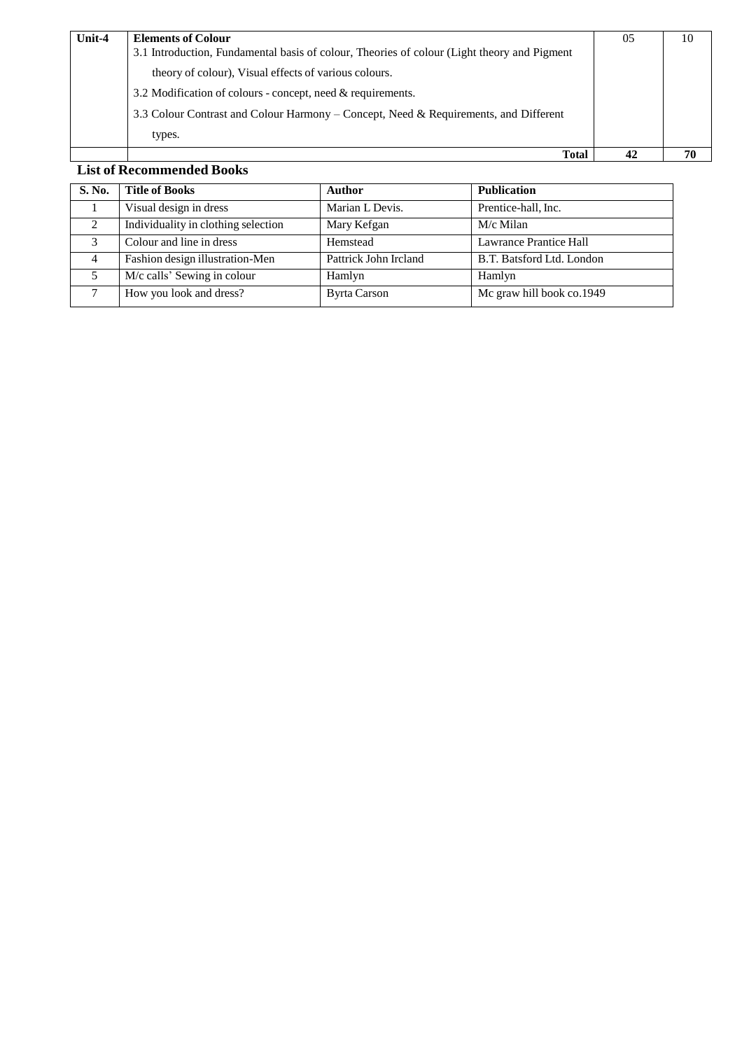| Unit-4 | **Elements of Colour**<br>3.1 Introduction, Fundamental basis of colour, Theories of colour (Light theory and Pigment theory of colour), Visual effects of various colours.<br>3.2 Modification of colours - concept, need & requirements.<br>3.3 Colour Contrast and Colour Harmony – Concept, Need & Requirements, and Different types. | 05 | 10 |
|---|---|---|---|
| | **Total** | **42** | **70** |

**List of Recommended Books**

| S. No. | Title of Books | Author | Publication |
|---|---|---|---|
| 1 | Visual design in dress | Marian L Devis. | Prentice-hall, Inc. |
| 2 | Individuality in clothing selection | Mary Kefgan | M/c Milan |
| 3 | Colour and line in dress | Hemstead | Lawrance Prantice Hall |
| 4 | Fashion design illustration-Men | Pattrick John Ircland | B.T. Batsford Ltd. London |
| 5 | M/c calls' Sewing in colour | Hamlyn | Hamlyn |
| 7 | How you look and dress? | Byrta Carson | Mc graw hill book co.1949 |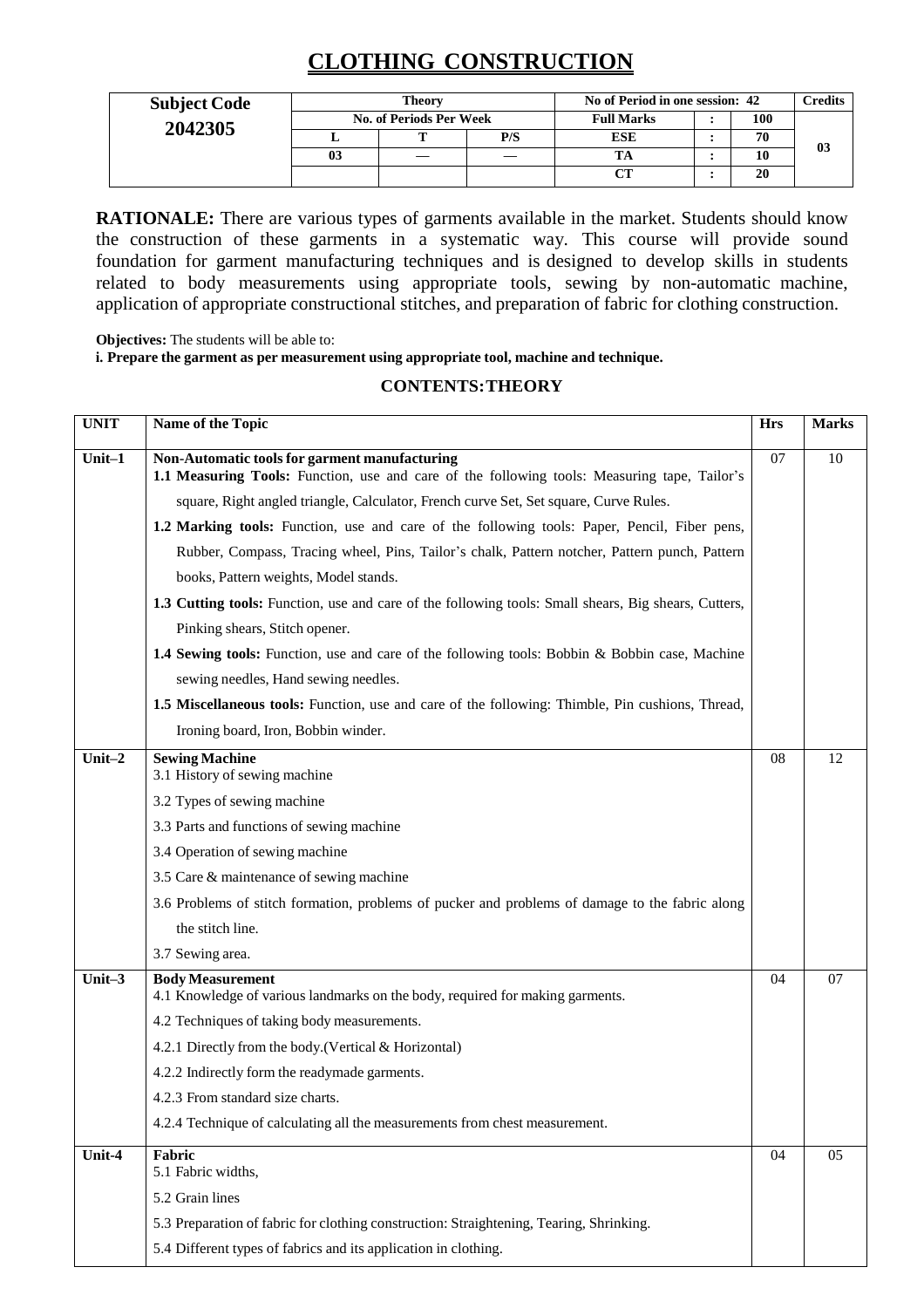# CLOTHING CONSTRUCTION

| Subject Code | Theory | | | No of Period in one session: 42 | | | Credits |
|---|---|---|---|---|---|---|---|
| 2042305 | No. of Periods Per Week | | | Full Marks | : | 100 | 03 |
| | L | T | P/S | ESE | : | 70 | |
| | 03 | — | — | TA | : | 10 | |
| | | | | CT | : | 20 | |

**RATIONALE:** There are various types of garments available in the market. Students should know the construction of these garments in a systematic way. This course will provide sound foundation for garment manufacturing techniques and is designed to develop skills in students related to body measurements using appropriate tools, sewing by non-automatic machine, application of appropriate constructional stitches, and preparation of fabric for clothing construction.

**Objectives:** The students will be able to:

**i. Prepare the garment as per measurement using appropriate tool, machine and technique.**

## CONTENTS:THEORY

| UNIT | Name of the Topic | Hrs | Marks |
|---|---|---|---|
| Unit–1 | **Non-Automatic tools for garment manufacturing**<br>**1.1 Measuring Tools:** Function, use and care of the following tools: Measuring tape, Tailor's square, Right angled triangle, Calculator, French curve Set, Set square, Curve Rules.<br>**1.2 Marking tools:** Function, use and care of the following tools: Paper, Pencil, Fiber pens, Rubber, Compass, Tracing wheel, Pins, Tailor's chalk, Pattern notcher, Pattern punch, Pattern books, Pattern weights, Model stands.<br>**1.3 Cutting tools:** Function, use and care of the following tools: Small shears, Big shears, Cutters, Pinking shears, Stitch opener.<br>**1.4 Sewing tools:** Function, use and care of the following tools: Bobbin & Bobbin case, Machine sewing needles, Hand sewing needles.<br>**1.5 Miscellaneous tools:** Function, use and care of the following: Thimble, Pin cushions, Thread, Ironing board, Iron, Bobbin winder. | 07 | 10 |
| Unit–2 | **Sewing Machine**<br>3.1 History of sewing machine<br>3.2 Types of sewing machine<br>3.3 Parts and functions of sewing machine<br>3.4 Operation of sewing machine<br>3.5 Care & maintenance of sewing machine<br>3.6 Problems of stitch formation, problems of pucker and problems of damage to the fabric along the stitch line.<br>3.7 Sewing area. | 08 | 12 |
| Unit–3 | **Body Measurement**<br>4.1 Knowledge of various landmarks on the body, required for making garments.<br>4.2 Techniques of taking body measurements.<br>4.2.1 Directly from the body.(Vertical & Horizontal)<br>4.2.2 Indirectly form the readymade garments.<br>4.2.3 From standard size charts.<br>4.2.4 Technique of calculating all the measurements from chest measurement. | 04 | 07 |
| Unit-4 | **Fabric**<br>5.1 Fabric widths,<br>5.2 Grain lines<br>5.3 Preparation of fabric for clothing construction: Straightening, Tearing, Shrinking.<br>5.4 Different types of fabrics and its application in clothing. | 04 | 05 |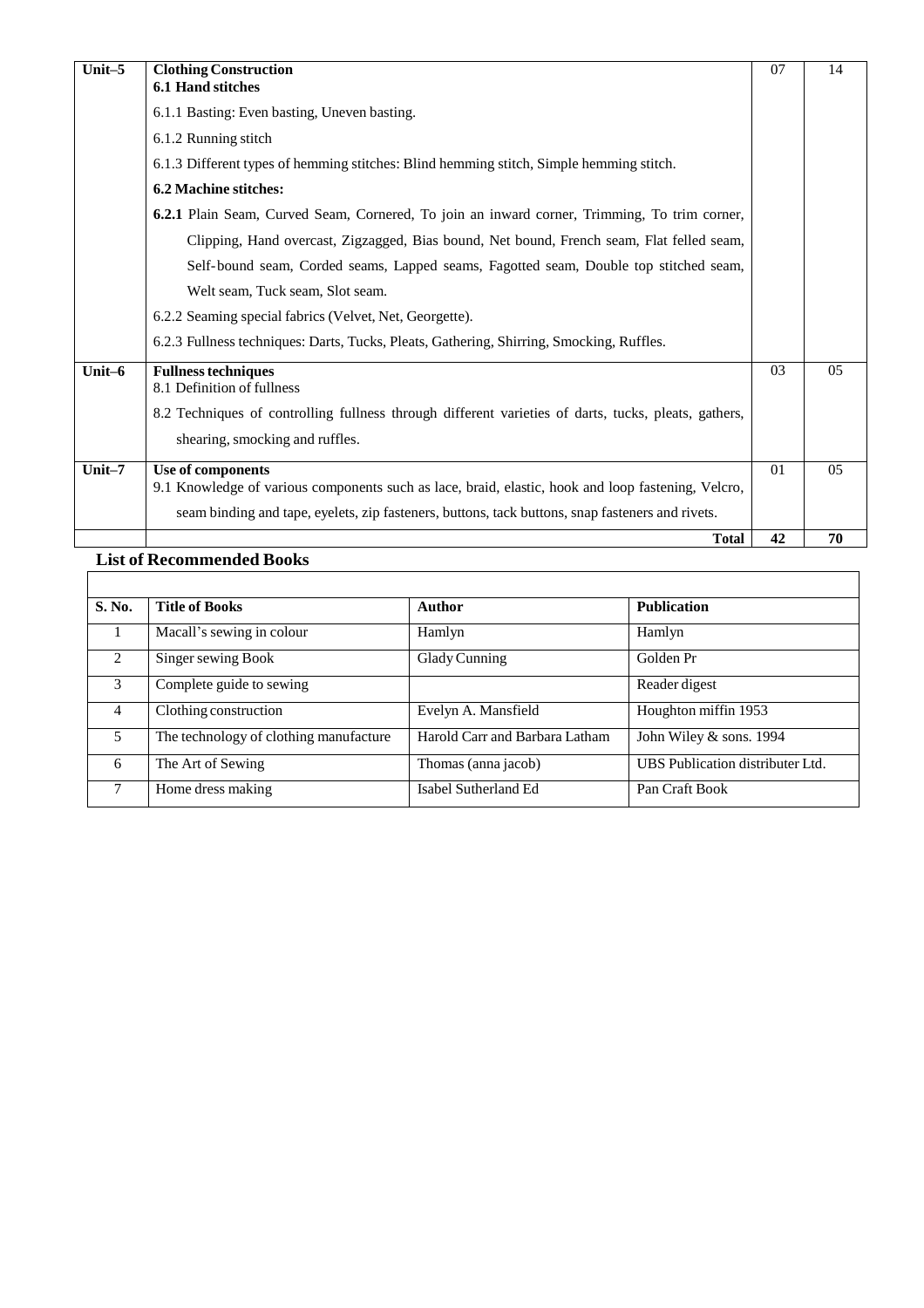| Unit–5 | **Clothing Construction**<br>**6.1 Hand stitches**<br>6.1.1 Basting: Even basting, Uneven basting.<br>6.1.2 Running stitch<br>6.1.3 Different types of hemming stitches: Blind hemming stitch, Simple hemming stitch.<br>**6.2 Machine stitches:**<br>**6.2.1** Plain Seam, Curved Seam, Cornered, To join an inward corner, Trimming, To trim corner, Clipping, Hand overcast, Zigzagged, Bias bound, Net bound, French seam, Flat felled seam, Self-bound seam, Corded seams, Lapped seams, Fagotted seam, Double top stitched seam, Welt seam, Tuck seam, Slot seam.<br>6.2.2 Seaming special fabrics (Velvet, Net, Georgette).<br>6.2.3 Fullness techniques: Darts, Tucks, Pleats, Gathering, Shirring, Smocking, Ruffles. | 07 | 14 |
|---|---|---|---|
| Unit–6 | **Fullness techniques**<br>8.1 Definition of fullness<br>8.2 Techniques of controlling fullness through different varieties of darts, tucks, pleats, gathers, shearing, smocking and ruffles. | 03 | 05 |
| Unit–7 | **Use of components**<br>9.1 Knowledge of various components such as lace, braid, elastic, hook and loop fastening, Velcro, seam binding and tape, eyelets, zip fasteners, buttons, tack buttons, snap fasteners and rivets. | 01 | 05 |
| | **Total** | **42** | **70** |

## List of Recommended Books

| S. No. | Title of Books | Author | Publication |
|---|---|---|---|
| 1 | Macall's sewing in colour | Hamlyn | Hamlyn |
| 2 | Singer sewing Book | Glady Cunning | Golden Pr |
| 3 | Complete guide to sewing | | Reader digest |
| 4 | Clothing construction | Evelyn A. Mansfield | Houghton miffin 1953 |
| 5 | The technology of clothing manufacture | Harold Carr and Barbara Latham | John Wiley & sons. 1994 |
| 6 | The Art of Sewing | Thomas (anna jacob) | UBS Publication distributer Ltd. |
| 7 | Home dress making | Isabel Sutherland Ed | Pan Craft Book |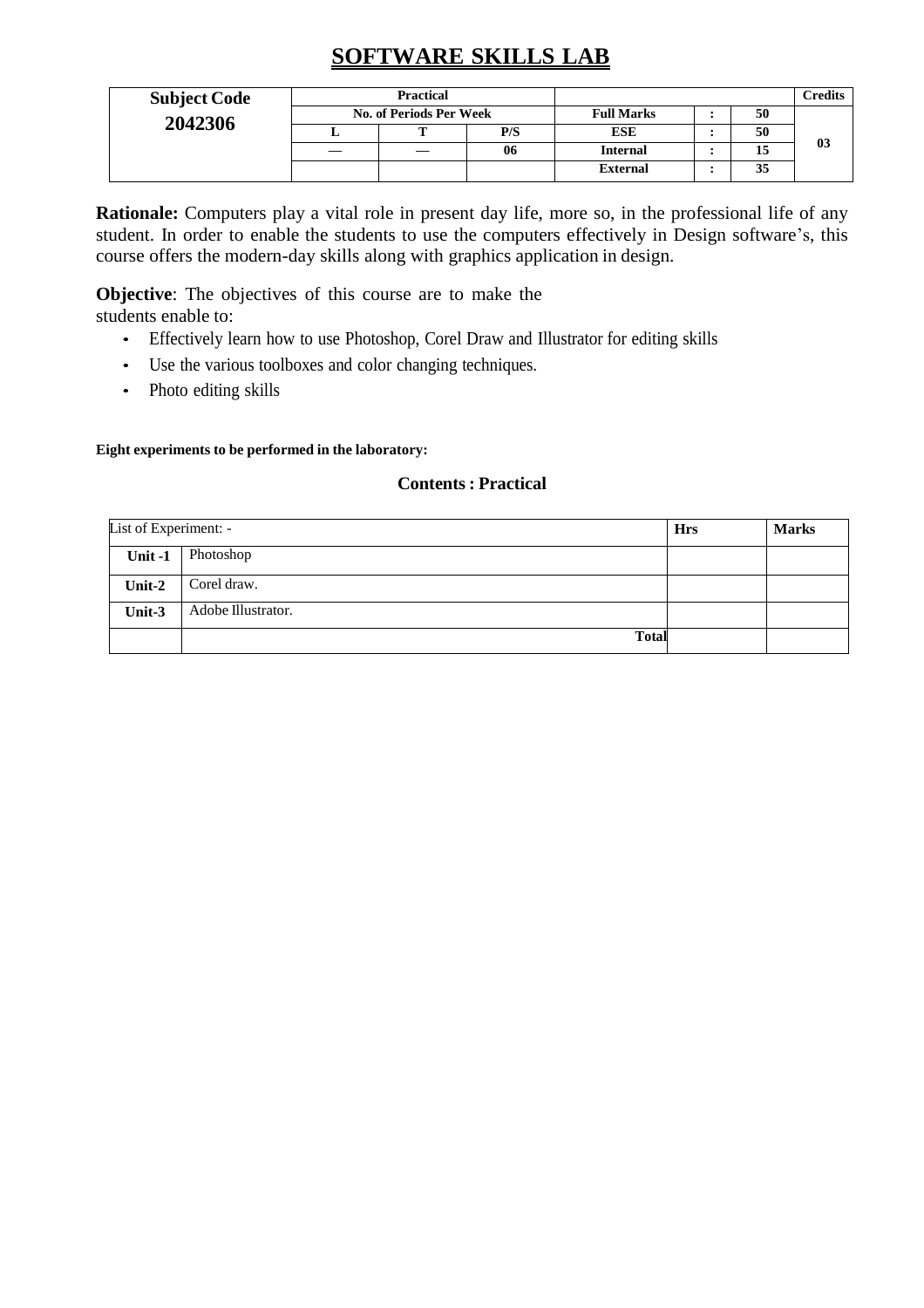# SOFTWARE SKILLS LAB

| Subject Code | Practical | | | | | | Credits |
|---|---|---|---|---|---|---|---|
| 2042306 | No. of Periods Per Week | | | Full Marks | : | 50 | 03 |
| | L | T | P/S | ESE | : | 50 | |
| | — | — | 06 | Internal | : | 15 | |
| | | | | External | : | 35 | |

**Rationale:** Computers play a vital role in present day life, more so, in the professional life of any student. In order to enable the students to use the computers effectively in Design software's, this course offers the modern-day skills along with graphics application in design.

**Objective**: The objectives of this course are to make the students enable to:

- Effectively learn how to use Photoshop, Corel Draw and Illustrator for editing skills
- Use the various toolboxes and color changing techniques.
- Photo editing skills

**Eight experiments to be performed in the laboratory:**

### Contents : Practical

| List of Experiment: - | | Hrs | Marks |
|---|---|---|---|
| **Unit -1** | Photoshop | | |
| **Unit-2** | Corel draw. | | |
| **Unit-3** | Adobe Illustrator. | | |
| | **Total** | | |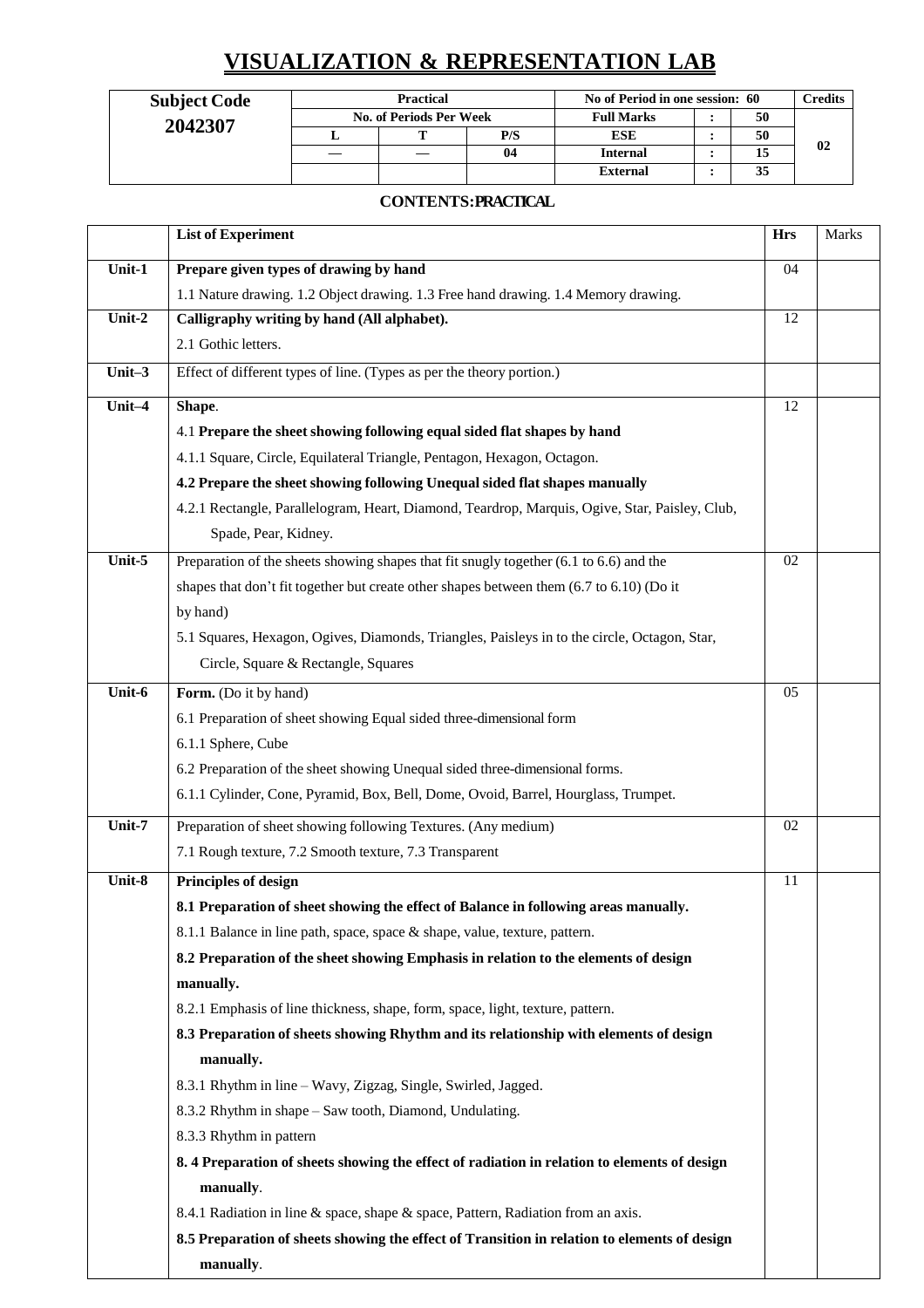# VISUALIZATION & REPRESENTATION LAB

| Subject Code | Practical | | | No of Period in one session: 60 | | | Credits |
|---|---|---|---|---|---|---|---|
| **2042307** | No. of Periods Per Week | | | Full Marks | : | 50 | |
| | L | T | P/S | ESE | : | 50 | 02 |
| | — | — | 04 | Internal | : | 15 | |
| | | | | External | : | 35 | |

**CONTENTS: PRACTICAL**

| | List of Experiment | Hrs | Marks |
|---|---|---|---|
| **Unit-1** | **Prepare given types of drawing by hand**<br>1.1 Nature drawing. 1.2 Object drawing. 1.3 Free hand drawing. 1.4 Memory drawing. | 04 | |
| **Unit-2** | **Calligraphy writing by hand (All alphabet).**<br>2.1 Gothic letters. | 12 | |
| **Unit–3** | Effect of different types of line. (Types as per the theory portion.) | | |
| **Unit–4** | **Shape**.<br>4.1 **Prepare the sheet showing following equal sided flat shapes by hand**<br>4.1.1 Square, Circle, Equilateral Triangle, Pentagon, Hexagon, Octagon.<br>**4.2 Prepare the sheet showing following Unequal sided flat shapes manually**<br>4.2.1 Rectangle, Parallelogram, Heart, Diamond, Teardrop, Marquis, Ogive, Star, Paisley, Club, Spade, Pear, Kidney. | 12 | |
| **Unit-5** | Preparation of the sheets showing shapes that fit snugly together (6.1 to 6.6) and the shapes that don't fit together but create other shapes between them (6.7 to 6.10) (Do it by hand)<br>5.1 Squares, Hexagon, Ogives, Diamonds, Triangles, Paisleys in to the circle, Octagon, Star, Circle, Square & Rectangle, Squares | 02 | |
| **Unit-6** | **Form.** (Do it by hand)<br>6.1 Preparation of sheet showing Equal sided three-dimensional form<br>6.1.1 Sphere, Cube<br>6.2 Preparation of the sheet showing Unequal sided three-dimensional forms.<br>6.1.1 Cylinder, Cone, Pyramid, Box, Bell, Dome, Ovoid, Barrel, Hourglass, Trumpet. | 05 | |
| **Unit-7** | Preparation of sheet showing following Textures. (Any medium)<br>7.1 Rough texture, 7.2 Smooth texture, 7.3 Transparent | 02 | |
| **Unit-8** | **Principles of design**<br>**8.1 Preparation of sheet showing the effect of Balance in following areas manually.**<br>8.1.1 Balance in line path, space, space & shape, value, texture, pattern.<br>**8.2 Preparation of the sheet showing Emphasis in relation to the elements of design manually.**<br>8.2.1 Emphasis of line thickness, shape, form, space, light, texture, pattern.<br>**8.3 Preparation of sheets showing Rhythm and its relationship with elements of design manually.**<br>8.3.1 Rhythm in line – Wavy, Zigzag, Single, Swirled, Jagged.<br>8.3.2 Rhythm in shape – Saw tooth, Diamond, Undulating.<br>8.3.3 Rhythm in pattern<br>**8. 4 Preparation of sheets showing the effect of radiation in relation to elements of design manually**.<br>8.4.1 Radiation in line & space, shape & space, Pattern, Radiation from an axis.<br>**8.5 Preparation of sheets showing the effect of Transition in relation to elements of design manually**. | 11 | |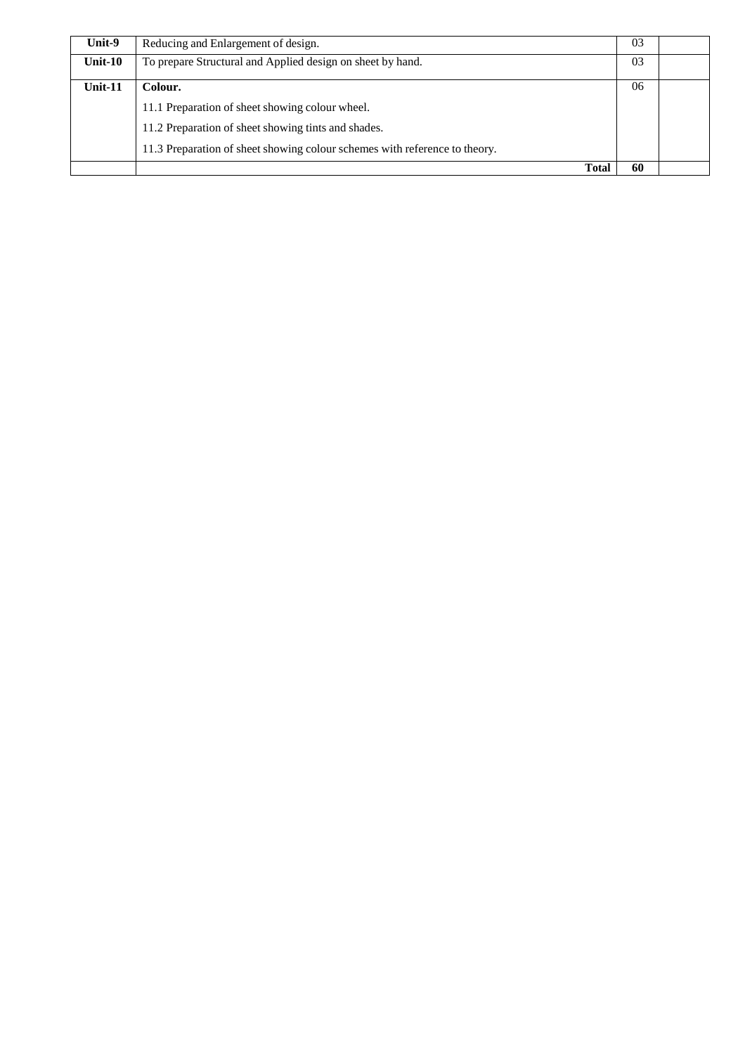| | | | |
|---|---|---|---|
| **Unit-9** | Reducing and Enlargement of design. | 03 | |
| **Unit-10** | To prepare Structural and Applied design on sheet by hand. | 03 | |
| **Unit-11** | **Colour.**<br>11.1 Preparation of sheet showing colour wheel.<br>11.2 Preparation of sheet showing tints and shades.<br>11.3 Preparation of sheet showing colour schemes with reference to theory. | 06 | |
| | **Total** | **60** | |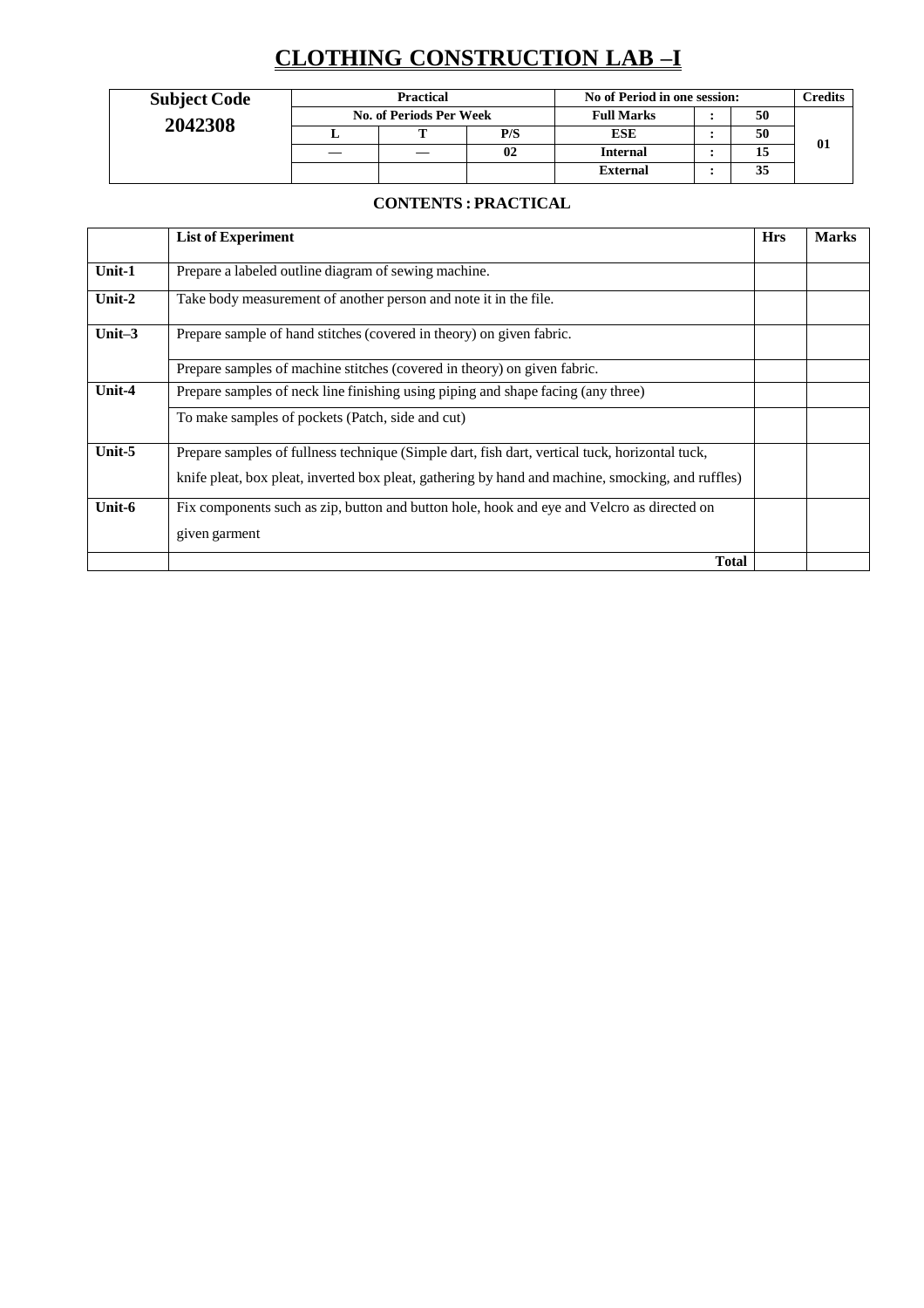# CLOTHING CONSTRUCTION LAB –I

| Subject Code | Practical | | | No of Period in one session: | | | Credits |
|---|---|---|---|---|---|---|---|
| 2042308 | No. of Periods Per Week | | | Full Marks | : | 50 | 01 |
| | L | T | P/S | ESE | : | 50 | |
| | — | — | 02 | Internal | : | 15 | |
| | | | | External | : | 35 | |

### CONTENTS : PRACTICAL

| | List of Experiment | Hrs | Marks |
|---|---|---|---|
| Unit-1 | Prepare a labeled outline diagram of sewing machine. | | |
| Unit-2 | Take body measurement of another person and note it in the file. | | |
| Unit–3 | Prepare sample of hand stitches (covered in theory) on given fabric. | | |
| | Prepare samples of machine stitches (covered in theory) on given fabric. | | |
| Unit-4 | Prepare samples of neck line finishing using piping and shape facing (any three) | | |
| | To make samples of pockets (Patch, side and cut) | | |
| Unit-5 | Prepare samples of fullness technique (Simple dart, fish dart, vertical tuck, horizontal tuck, knife pleat, box pleat, inverted box pleat, gathering by hand and machine, smocking, and ruffles) | | |
| Unit-6 | Fix components such as zip, button and button hole, hook and eye and Velcro as directed on given garment | | |
| | **Total** | | |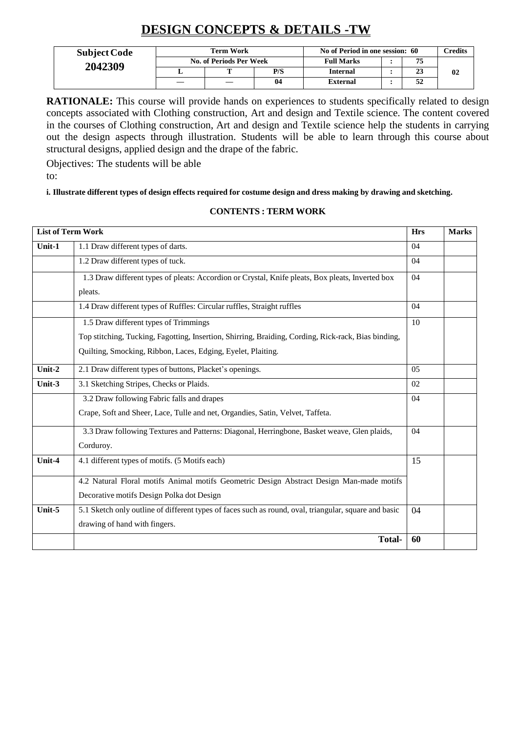# DESIGN CONCEPTS & DETAILS -TW

| Subject Code | Term Work | | | No of Period in one session: 60 | | | Credits |
|---|---|---|---|---|---|---|---|
| 2042309 | No. of Periods Per Week | | | Full Marks | : | 75 | 02 |
| | L | T | P/S | Internal | : | 23 | |
| | — | — | 04 | External | : | 52 | |

**RATIONALE:** This course will provide hands on experiences to students specifically related to design concepts associated with Clothing construction, Art and design and Textile science. The content covered in the courses of Clothing construction, Art and design and Textile science help the students in carrying out the design aspects through illustration. Students will be able to learn through this course about structural designs, applied design and the drape of the fabric.

Objectives: The students will be able to:

**i. Illustrate different types of design effects required for costume design and dress making by drawing and sketching.**

**CONTENTS : TERM WORK**

| List of Term Work | | Hrs | Marks |
|---|---|---|---|
| Unit-1 | 1.1 Draw different types of darts. | 04 | |
| | 1.2 Draw different types of tuck. | 04 | |
| | 1.3 Draw different types of pleats: Accordion or Crystal, Knife pleats, Box pleats, Inverted box pleats. | 04 | |
| | 1.4 Draw different types of Ruffles: Circular ruffles, Straight ruffles | 04 | |
| | 1.5 Draw different types of Trimmings<br>Top stitching, Tucking, Fagotting, Insertion, Shirring, Braiding, Cording, Rick-rack, Bias binding, Quilting, Smocking, Ribbon, Laces, Edging, Eyelet, Plaiting. | 10 | |
| Unit-2 | 2.1 Draw different types of buttons, Placket's openings. | 05 | |
| Unit-3 | 3.1 Sketching Stripes, Checks or Plaids. | 02 | |
| | 3.2 Draw following Fabric falls and drapes<br>Crape, Soft and Sheer, Lace, Tulle and net, Organdies, Satin, Velvet, Taffeta. | 04 | |
| | 3.3 Draw following Textures and Patterns: Diagonal, Herringbone, Basket weave, Glen plaids, Corduroy. | 04 | |
| Unit-4 | 4.1 different types of motifs. (5 Motifs each) | 15 | |
| | 4.2 Natural Floral motifs Animal motifs Geometric Design Abstract Design Man-made motifs Decorative motifs Design Polka dot Design | | |
| Unit-5 | 5.1 Sketch only outline of different types of faces such as round, oval, triangular, square and basic drawing of hand with fingers. | 04 | |
| | **Total-** | **60** | |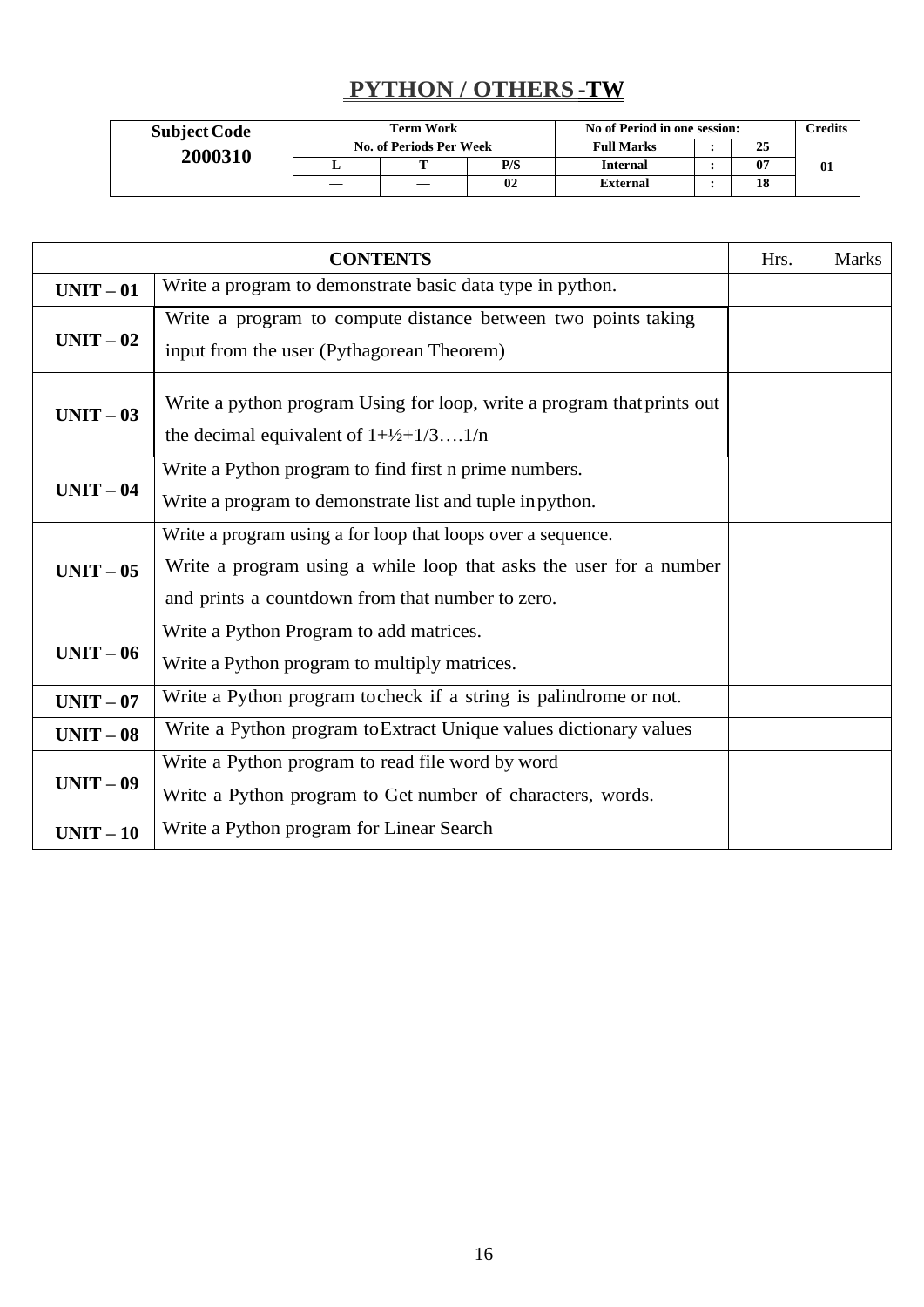# PYTHON / OTHERS -TW

| Subject Code | Term Work | | | No of Period in one session: | | | Credits |
|---|---|---|---|---|---|---|---|
| 2000310 | No. of Periods Per Week | | | Full Marks | : | 25 | 01 |
| | L | T | P/S | Internal | : | 07 | |
| | — | — | 02 | External | : | 18 | |

| CONTENTS | | Hrs. | Marks |
|---|---|---|---|
| UNIT – 01 | Write a program to demonstrate basic data type in python. | | |
| UNIT – 02 | Write a program to compute distance between two points taking input from the user (Pythagorean Theorem) | | |
| UNIT – 03 | Write a python program Using for loop, write a program that prints out the decimal equivalent of 1+½+1/3….1/n | | |
| UNIT – 04 | Write a Python program to find first n prime numbers.<br>Write a program to demonstrate list and tuple in python. | | |
| UNIT – 05 | Write a program using a for loop that loops over a sequence.<br>Write a program using a while loop that asks the user for a number and prints a countdown from that number to zero. | | |
| UNIT – 06 | Write a Python Program to add matrices.<br>Write a Python program to multiply matrices. | | |
| UNIT – 07 | Write a Python program to check if a string is palindrome or not. | | |
| UNIT – 08 | Write a Python program to Extract Unique values dictionary values | | |
| UNIT – 09 | Write a Python program to read file word by word<br>Write a Python program to Get number of characters, words. | | |
| UNIT – 10 | Write a Python program for Linear Search | | |